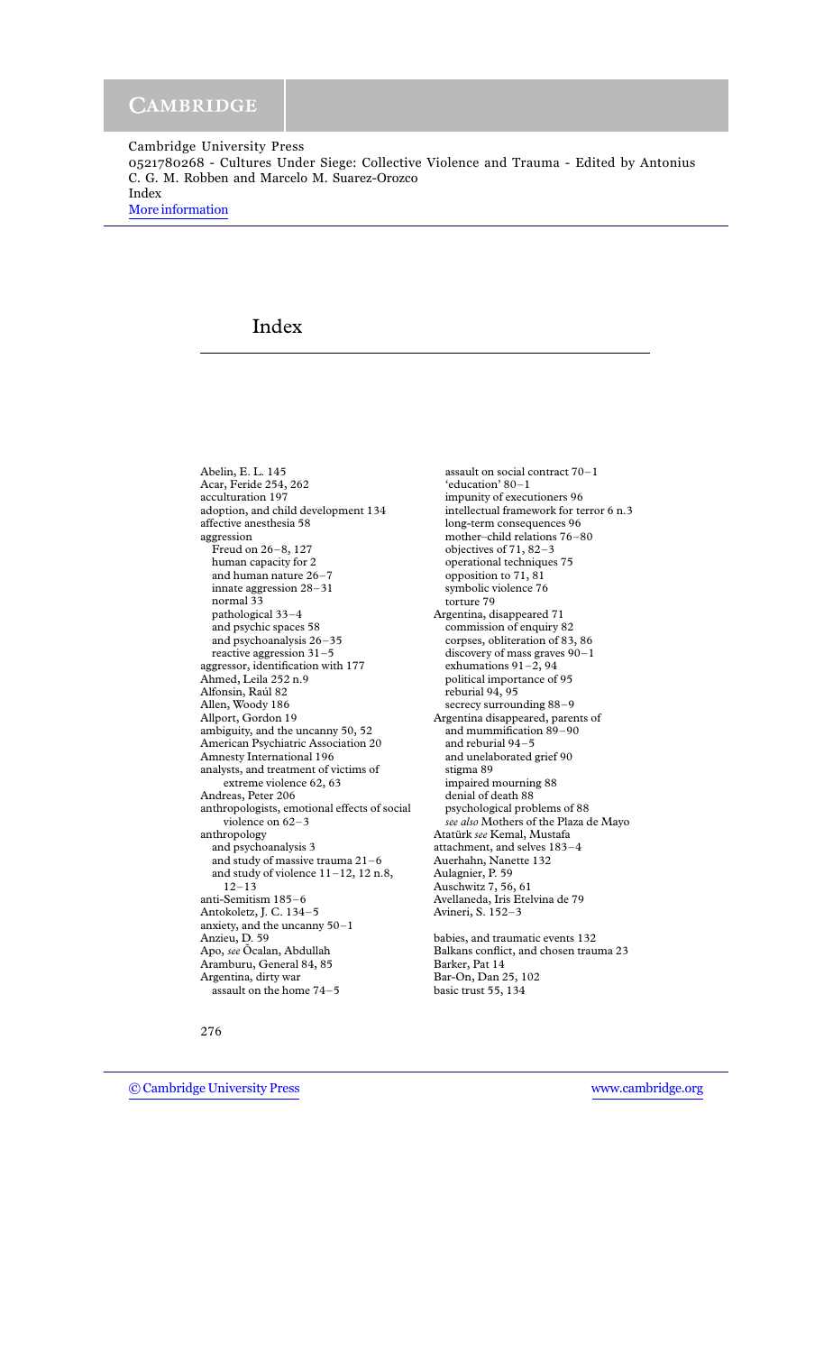# Index

Abelin, E. L. 145
Acar, Feride 254, 262
acculturation 197
adoption, and child development 134
affective anesthesia 58
aggression
  Freud on 26–8, 127
  human capacity for 2
  and human nature 26–7
  innate aggression 28–31
  normal 33
  pathological 33–4
  and psychic spaces 58
  and psychoanalysis 26–35
  reactive aggression 31–5
aggressor, identification with 177
Ahmed, Leila 252 n.9
Alfonsín, Raúl 82
Allen, Woody 186
Allport, Gordon 19
ambiguity, and the uncanny 50, 52
American Psychiatric Association 20
Amnesty International 196
analysts, and treatment of victims of extreme violence 62, 63
Andreas, Peter 206
anthropologists, emotional effects of social violence on 62–3
anthropology
  and psychoanalysis 3
  and study of massive trauma 21–6
  and study of violence 11–12, 12 n.8, 12–13
anti-Semitism 185–6
Antokoletz, J. C. 134–5
anxiety, and the uncanny 50–1
Anzieu, D. 59
Apo, *see* Öcalan, Abdullah
Aramburu, General 84, 85
Argentina, dirty war
  assault on the home 74–5
  assault on social contract 70–1
  'education' 80–1
  impunity of executioners 96
  intellectual framework for terror 6 n.3
  long-term consequences 96
  mother–child relations 76–80
  objectives of 71, 82–3
  operational techniques 75
  opposition to 71, 81
  symbolic violence 76
  torture 79
Argentina, disappeared 71
  commission of enquiry 82
  corpses, obliteration of 83, 86
  discovery of mass graves 90–1
  exhumations 91–2, 94
  political importance of 95
  reburial 94, 95
  secrecy surrounding 88–9
Argentina disappeared, parents of
  and mummification 89–90
  and reburial 94–5
  and unelaborated grief 90
  stigma 89
  impaired mourning 88
  denial of death 88
  psychological problems of 88
  *see also* Mothers of the Plaza de Mayo
Atatürk *see* Kemal, Mustafa
attachment, and selves 183–4
Auerhahn, Nanette 132
Aulagnier, P. 59
Auschwitz 7, 56, 61
Avellaneda, Iris Etelvina de 79
Avineri, S. 152–3

babies, and traumatic events 132
Balkans conflict, and chosen trauma 23
Barker, Pat 14
Bar-On, Dan 25, 102
basic trust 55, 134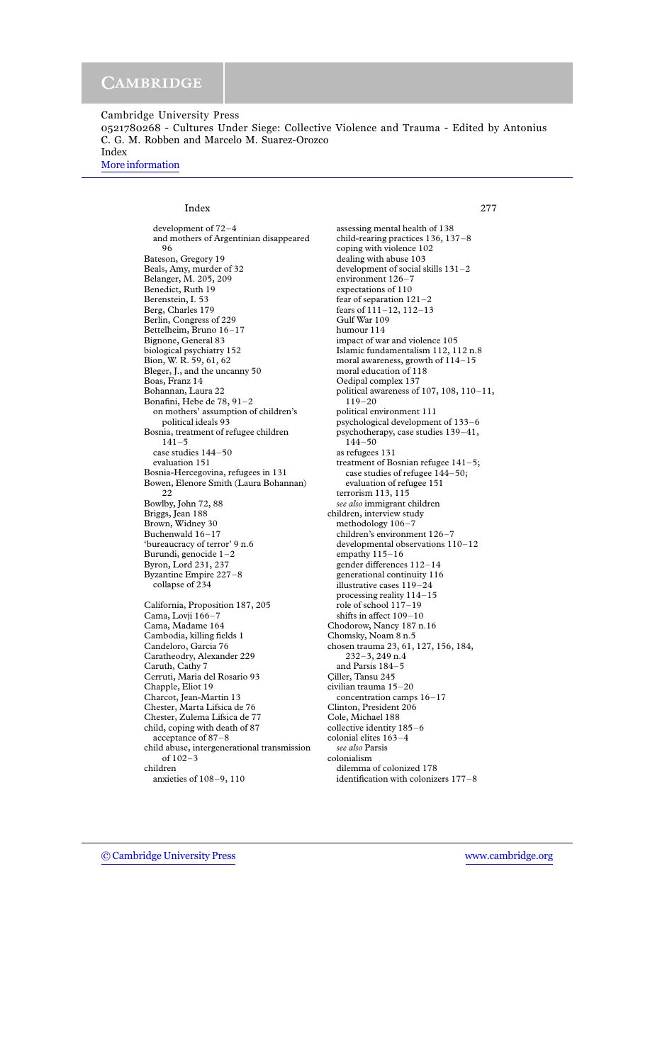development of 72–4
and mothers of Argentinian disappeared 96
Bateson, Gregory 19
Beals, Amy, murder of 32
Belanger, M. 205, 209
Benedict, Ruth 19
Berenstein, I. 53
Berg, Charles 179
Berlin, Congress of 229
Bettelheim, Bruno 16–17
Bignone, General 83
biological psychiatry 152
Bion, W. R. 59, 61, 62
Bleger, J., and the uncanny 50
Boas, Franz 14
Bohannan, Laura 22
Bonafini, Hebe de 78, 91–2
on mothers' assumption of children's political ideals 93
Bosnia, treatment of refugee children 141–5
case studies 144–50
evaluation 151
Bosnia-Hercegovina, refugees in 131
Bowen, Elenore Smith (Laura Bohannan) 22
Bowlby, John 72, 88
Briggs, Jean 188
Brown, Widney 30
Buchenwald 16–17
'bureaucracy of terror' 9 n.6
Burundi, genocide 1–2
Byron, Lord 231, 237
Byzantine Empire 227–8
collapse of 234

California, Proposition 187, 205
Cama, Lovji 166–7
Cama, Madame 164
Cambodia, killing fields 1
Candeloro, Garcia 76
Caratheodry, Alexander 229
Caruth, Cathy 7
Cerruti, Maria del Rosario 93
Chapple, Eliot 19
Charcot, Jean-Martin 13
Chester, Marta Lifsica de 76
Chester, Zulema Lifsica de 77
child, coping with death of 87
acceptance of 87–8
child abuse, intergenerational transmission of 102–3
children
anxieties of 108–9, 110
assessing mental health of 138
child-rearing practices 136, 137–8
coping with violence 102
dealing with abuse 103
development of social skills 131–2
environment 126–7
expectations of 110
fear of separation 121–2
fears of 111–12, 112–13
Gulf War 109
humour 114
impact of war and violence 105
Islamic fundamentalism 112, 112 n.8
moral awareness, growth of 114–15
moral education of 118
Oedipal complex 137
political awareness of 107, 108, 110–11, 119–20
political environment 111
psychological development of 133–6
psychotherapy, case studies 139–41, 144–50
as refugees 131
treatment of Bosnian refugee 141–5;
case studies of refugee 144–50;
evaluation of refugee 151
terrorism 113, 115
*see also* immigrant children
children, interview study
methodology 106–7
children's environment 126–7
developmental observations 110–12
empathy 115–16
gender differences 112–14
generational continuity 116
illustrative cases 119–24
processing reality 114–15
role of school 117–19
shifts in affect 109–10
Chodorow, Nancy 187 n.16
Chomsky, Noam 8 n.5
chosen trauma 23, 61, 127, 156, 184, 232–3, 249 n.4
and Parsis 184–5
Çiller, Tansu 245
civilian trauma 15–20
concentration camps 16–17
Clinton, President 206
Cole, Michael 188
collective identity 185–6
colonial elites 163–4
*see also* Parsis
colonialism
dilemma of colonized 178
identification with colonizers 177–8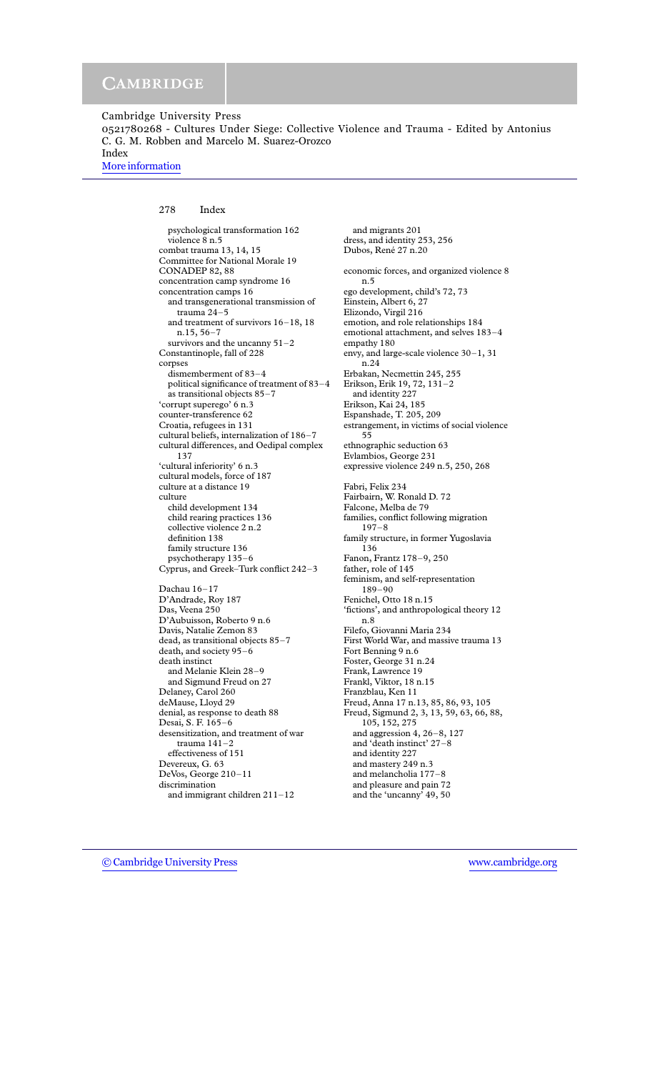psychological transformation 162
  violence 8 n.5
combat trauma 13, 14, 15
Committee for National Morale 19
CONADEP 82, 88
concentration camp syndrome 16
concentration camps 16
  and transgenerational transmission of trauma 24–5
  and treatment of survivors 16–18, 18 n.15, 56–7
  survivors and the uncanny 51–2
Constantinople, fall of 228
corpses
  dismemberment of 83–4
  political significance of treatment of 83–4
  as transitional objects 85–7
'corrupt superego' 6 n.3
counter-transference 62
Croatia, refugees in 131
cultural beliefs, internalization of 186–7
cultural differences, and Oedipal complex 137
'cultural inferiority' 6 n.3
cultural models, force of 187
culture at a distance 19
culture
  child development 134
  child rearing practices 136
  collective violence 2 n.2
  definition 138
  family structure 136
  psychotherapy 135–6
Cyprus, and Greek–Turk conflict 242–3

Dachau 16–17
D'Andrade, Roy 187
Das, Veena 250
D'Aubuisson, Roberto 9 n.6
Davis, Natalie Zemon 83
dead, as transitional objects 85–7
death, and society 95–6
death instinct
  and Melanie Klein 28–9
  and Sigmund Freud on 27
Delaney, Carol 260
deMause, Lloyd 29
denial, as response to death 88
Desai, S. F. 165–6
desensitization, and treatment of war trauma 141–2
  effectiveness of 151
Devereux, G. 63
DeVos, George 210–11
discrimination
  and immigrant children 211–12
  and migrants 201
dress, and identity 253, 256
Dubos, René 27 n.20

economic forces, and organized violence 8 n.5
ego development, child's 72, 73
Einstein, Albert 6, 27
Elizondo, Virgil 216
emotion, and role relationships 184
emotional attachment, and selves 183–4
empathy 180
envy, and large-scale violence 30–1, 31 n.24
Erbakan, Necmettin 245, 255
Erikson, Erik 19, 72, 131–2
  and identity 227
Erikson, Kai 24, 185
Espanshade, T. 205, 209
estrangement, in victims of social violence 55
ethnographic seduction 63
Evlambios, George 231
expressive violence 249 n.5, 250, 268

Fabri, Felix 234
Fairbairn, W. Ronald D. 72
Falcone, Melba de 79
families, conflict following migration 197–8
family structure, in former Yugoslavia 136
Fanon, Frantz 178–9, 250
father, role of 145
feminism, and self-representation 189–90
Fenichel, Otto 18 n.15
'fictions', and anthropological theory 12 n.8
Filefo, Giovanni Maria 234
First World War, and massive trauma 13
Fort Benning 9 n.6
Foster, George 31 n.24
Frank, Lawrence 19
Frankl, Viktor, 18 n.15
Franzblau, Ken 11
Freud, Anna 17 n.13, 85, 86, 93, 105
Freud, Sigmund 2, 3, 13, 59, 63, 66, 88, 105, 152, 275
  and aggression 4, 26–8, 127
  and 'death instinct' 27–8
  and identity 227
  and mastery 249 n.3
  and melancholia 177–8
  and pleasure and pain 72
  and the 'uncanny' 49, 50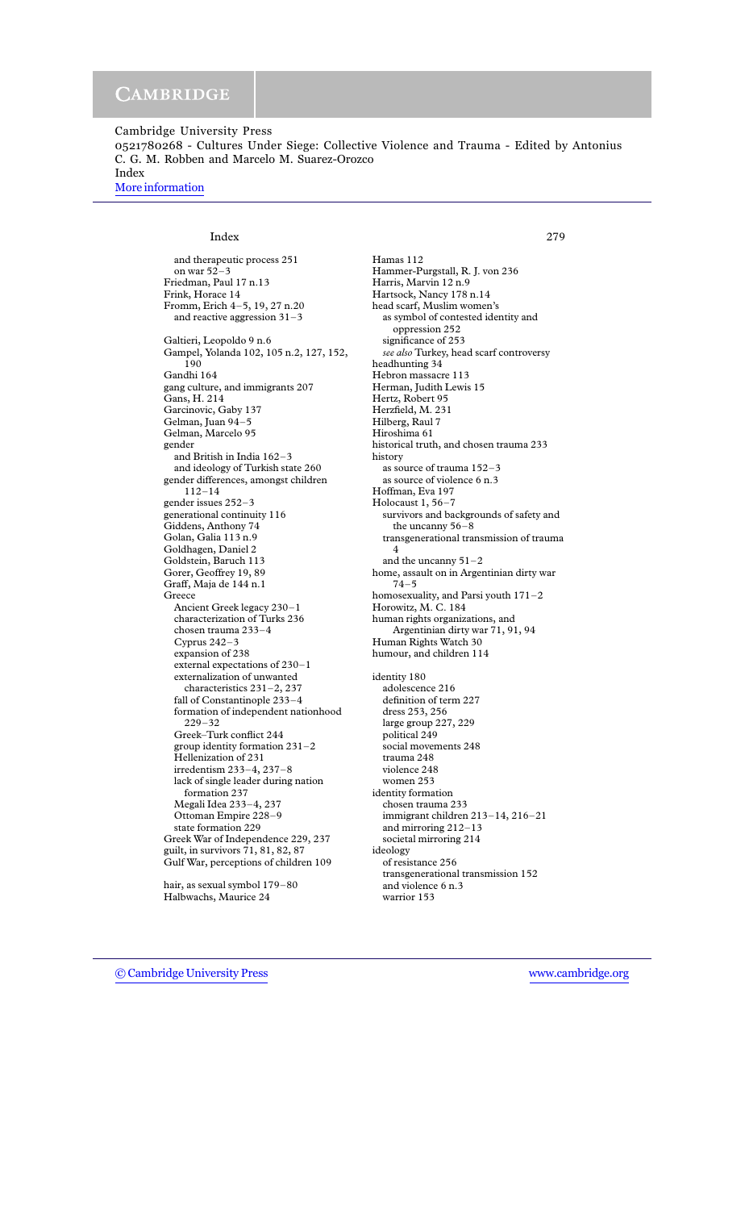Cambridge University Press
0521780268 - Cultures Under Siege: Collective Violence and Trauma - Edited by Antonius C. G. M. Robben and Marcelo M. Suarez-Orozco
Index
More information

and therapeutic process 251
on war 52–3
Friedman, Paul 17 n.13
Frink, Horace 14
Fromm, Erich 4–5, 19, 27 n.20
and reactive aggression 31–3

Galtieri, Leopoldo 9 n.6
Gampel, Yolanda 102, 105 n.2, 127, 152, 190
Gandhi 164
gang culture, and immigrants 207
Gans, H. 214
Garcinovic, Gaby 137
Gelman, Juan 94–5
Gelman, Marcelo 95
gender
and British in India 162–3
and ideology of Turkish state 260
gender differences, amongst children 112–14
gender issues 252–3
generational continuity 116
Giddens, Anthony 74
Golan, Galia 113 n.9
Goldhagen, Daniel 2
Goldstein, Baruch 113
Gorer, Geoffrey 19, 89
Graff, Maja de 144 n.1
Greece
Ancient Greek legacy 230–1
characterization of Turks 236
chosen trauma 233–4
Cyprus 242–3
expansion of 238
external expectations of 230–1
externalization of unwanted characteristics 231–2, 237
fall of Constantinople 233–4
formation of independent nationhood 229–32
Greek–Turk conflict 244
group identity formation 231–2
Hellenization of 231
irredentism 233–4, 237–8
lack of single leader during nation formation 237
Megali Idea 233–4, 237
Ottoman Empire 228–9
state formation 229
Greek War of Independence 229, 237
guilt, in survivors 71, 81, 82, 87
Gulf War, perceptions of children 109

hair, as sexual symbol 179–80
Halbwachs, Maurice 24

Hamas 112
Hammer-Purgstall, R. J. von 236
Harris, Marvin 12 n.9
Hartsock, Nancy 178 n.14
head scarf, Muslim women's
as symbol of contested identity and oppression 252
significance of 253
*see also* Turkey, head scarf controversy
headhunting 34
Hebron massacre 113
Herman, Judith Lewis 15
Hertz, Robert 95
Herzfield, M. 231
Hilberg, Raul 7
Hiroshima 61
historical truth, and chosen trauma 233
history
as source of trauma 152–3
as source of violence 6 n.3
Hoffman, Eva 197
Holocaust 1, 56–7
survivors and backgrounds of safety and the uncanny 56–8
transgenerational transmission of trauma 4
and the uncanny 51–2
home, assault on in Argentinian dirty war 74–5
homosexuality, and Parsi youth 171–2
Horowitz, M. C. 184
human rights organizations, and Argentinian dirty war 71, 91, 94
Human Rights Watch 30
humour, and children 114

identity 180
adolescence 216
definition of term 227
dress 253, 256
large group 227, 229
political 249
social movements 248
trauma 248
violence 248
women 253
identity formation
chosen trauma 233
immigrant children 213–14, 216–21
and mirroring 212–13
societal mirroring 214
ideology
of resistance 256
transgenerational transmission 152
and violence 6 n.3
warrior 153

© Cambridge University Press www.cambridge.org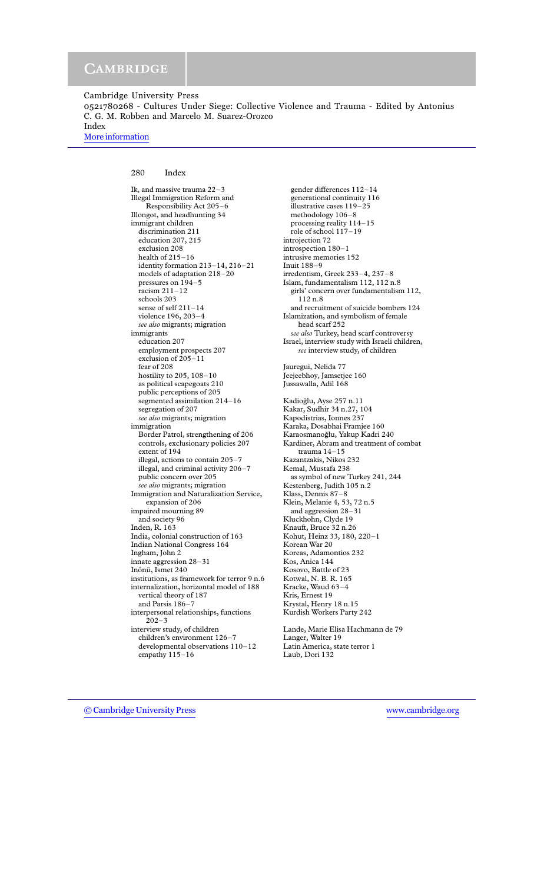Ik, and massive trauma 22–3
Illegal Immigration Reform and Responsibility Act 205–6
Illongot, and headhunting 34
immigrant children
  discrimination 211
  education 207, 215
  exclusion 208
  health of 215–16
  identity formation 213–14, 216–21
  models of adaptation 218–20
  pressures on 194–5
  racism 211–12
  schools 203
  sense of self 211–14
  violence 196, 203–4
  *see also* migrants; migration
immigrants
  education 207
  employment prospects 207
  exclusion of 205–11
  fear of 208
  hostility to 205, 108–10
  as political scapegoats 210
  public perceptions of 205
  segmented assimilation 214–16
  segregation of 207
  *see also* migrants; migration
immigration
  Border Patrol, strengthening of 206
  controls, exclusionary policies 207
  extent of 194
  illegal, actions to contain 205–7
  illegal, and criminal activity 206–7
  public concern over 205
  *see also* migrants; migration
Immigration and Naturalization Service, expansion of 206
impaired mourning 89
  and society 96
Inden, R. 163
India, colonial construction of 163
Indian National Congress 164
Ingham, John 2
innate aggression 28–31
Inönü, Ismet 240
institutions, as framework for terror 9 n.6
internalization, horizontal model of 188
  vertical theory of 187
  and Parsis 186–7
interpersonal relationships, functions 202–3
interview study, of children
  children's environment 126–7
  developmental observations 110–12
  empathy 115–16
  gender differences 112–14
  generational continuity 116
  illustrative cases 119–25
  methodology 106–8
  processing reality 114–15
  role of school 117–19
introjection 72
introspection 180–1
intrusive memories 152
Inuit 188–9
irredentism, Greek 233–4, 237–8
Islam, fundamentalism 112, 112 n.8
  girls' concern over fundamentalism 112, 112 n.8
  and recruitment of suicide bombers 124
Islamization, and symbolism of female head scarf 252
  *see also* Turkey, head scarf controversy
Israel, interview study with Israeli children, *see* interview study, of children

Jauregui, Nelida 77
Jeejeebhoy, Jamsetjee 160
Jussawalla, Adil 168

Kadioğlu, Ayse 257 n.11
Kakar, Sudhir 34 n.27, 104
Kapodistrias, Ionnes 237
Karaka, Dosabhai Framjee 160
Karaosmanoğlu, Yakup Kadri 240
Kardiner, Abram and treatment of combat trauma 14–15
Kazantzakis, Nikos 232
Kemal, Mustafa 238
  as symbol of new Turkey 241, 244
Kestenberg, Judith 105 n.2
Klass, Dennis 87–8
Klein, Melanie 4, 53, 72 n.5
  and aggression 28–31
Kluckhohn, Clyde 19
Knauft, Bruce 32 n.26
Kohut, Heinz 33, 180, 220–1
Korean War 20
Koreas, Adamontios 232
Kos, Anica 144
Kosovo, Battle of 23
Kotwal, N. B. R. 165
Kracke, Waud 63–4
Kris, Ernest 19
Krystal, Henry 18 n.15
Kurdish Workers Party 242

Lande, Marie Elisa Hachmann de 79
Langer, Walter 19
Latin America, state terror 1
Laub, Dori 132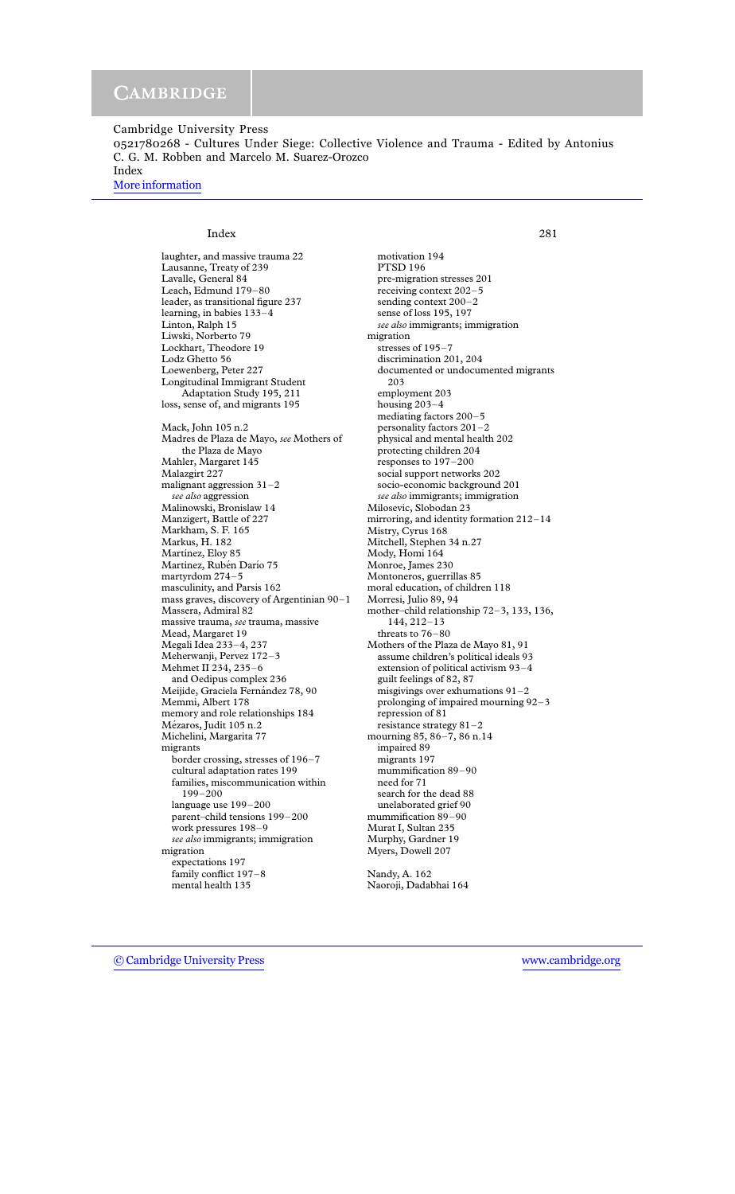laughter, and massive trauma 22
Lausanne, Treaty of 239
Lavalle, General 84
Leach, Edmund 179–80
leader, as transitional figure 237
learning, in babies 133–4
Linton, Ralph 15
Liwski, Norberto 79
Lockhart, Theodore 19
Lodz Ghetto 56
Loewenberg, Peter 227
Longitudinal Immigrant Student Adaptation Study 195, 211
loss, sense of, and migrants 195

Mack, John 105 n.2
Madres de Plaza de Mayo, *see* Mothers of the Plaza de Mayo
Mahler, Margaret 145
Malazgirt 227
malignant aggression 31–2
  *see also* aggression
Malinowski, Bronislaw 14
Manzigert, Battle of 227
Markham, S. F. 165
Markus, H. 182
Martínez, Eloy 85
Martinez, Rubén Darío 75
martyrdom 274–5
masculinity, and Parsis 162
mass graves, discovery of Argentinian 90–1
Massera, Admiral 82
massive trauma, *see* trauma, massive
Mead, Margaret 19
Megali Idea 233–4, 237
Meherwanji, Pervez 172–3
Mehmet II 234, 235–6
  and Oedipus complex 236
Meijide, Graciela Fernández 78, 90
Memmi, Albert 178
memory and role relationships 184
Mézaros, Judit 105 n.2
Michelini, Margarita 77
migrants
  border crossing, stresses of 196–7
  cultural adaptation rates 199
  families, miscommunication within 199–200
  language use 199–200
  parent–child tensions 199–200
  work pressures 198–9
  *see also* immigrants; immigration
migration
  expectations 197
  family conflict 197–8
  mental health 135
  motivation 194
  PTSD 196
  pre-migration stresses 201
  receiving context 202–5
  sending context 200–2
  sense of loss 195, 197
  *see also* immigrants; immigration
migration
  stresses of 195–7
  discrimination 201, 204
  documented or undocumented migrants 203
  employment 203
  housing 203–4
  mediating factors 200–5
  personality factors 201–2
  physical and mental health 202
  protecting children 204
  responses to 197–200
  social support networks 202
  socio-economic background 201
  *see also* immigrants; immigration
Milosevic, Slobodan 23
mirroring, and identity formation 212–14
Mistry, Cyrus 168
Mitchell, Stephen 34 n.27
Mody, Homi 164
Monroe, James 230
Montoneros, guerrillas 85
moral education, of children 118
Morresi, Julio 89, 94
mother–child relationship 72–3, 133, 136, 144, 212–13
  threats to 76–80
Mothers of the Plaza de Mayo 81, 91
  assume children's political ideals 93
  extension of political activism 93–4
  guilt feelings of 82, 87
  misgivings over exhumations 91–2
  prolonging of impaired mourning 92–3
  repression of 81
  resistance strategy 81–2
mourning 85, 86–7, 86 n.14
  impaired 89
  migrants 197
  mummification 89–90
  need for 71
  search for the dead 88
  unelaborated grief 90
mummification 89–90
Murat I, Sultan 235
Murphy, Gardner 19
Myers, Dowell 207

Nandy, A. 162
Naoroji, Dadabhai 164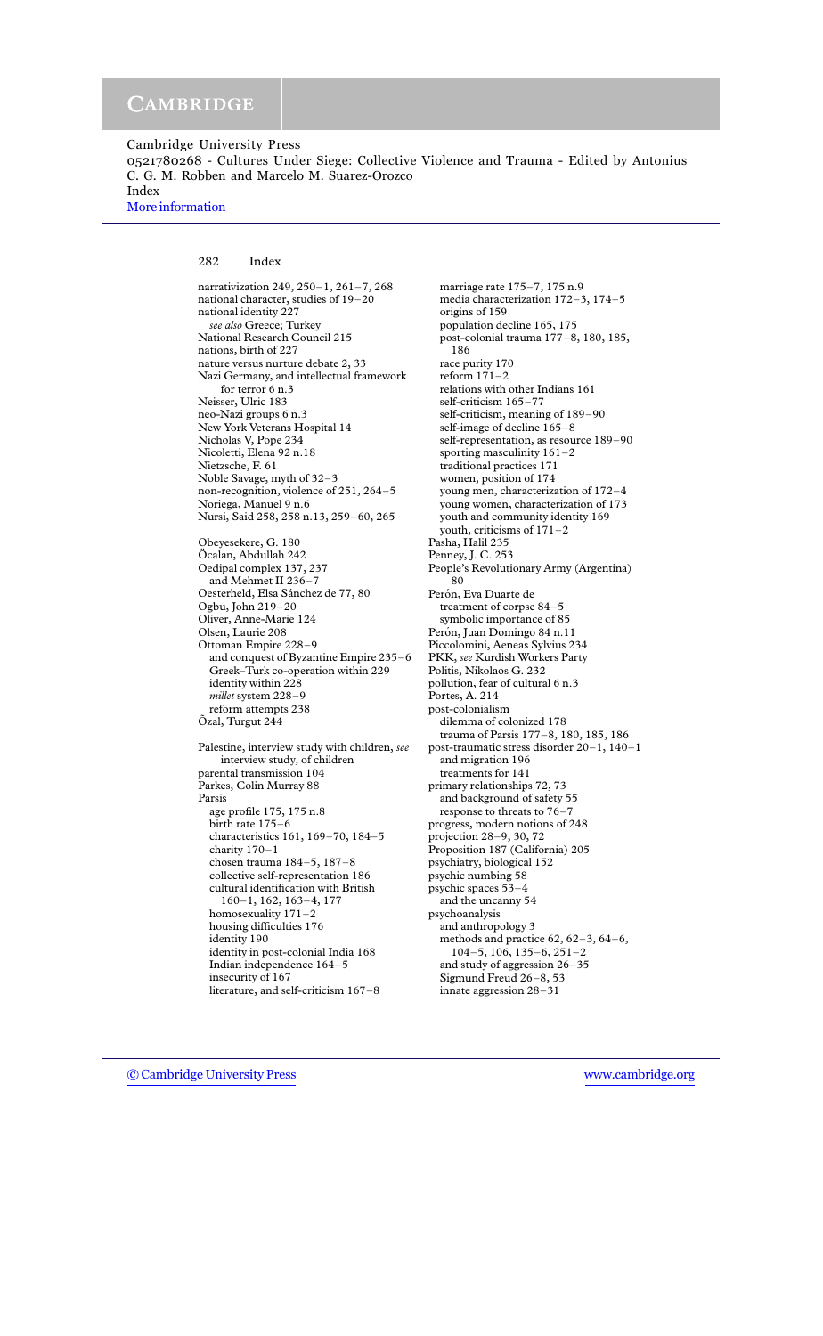narrativization 249, 250–1, 261–7, 268
national character, studies of 19–20
national identity 227
  *see also* Greece; Turkey
National Research Council 215
nations, birth of 227
nature versus nurture debate 2, 33
Nazi Germany, and intellectual framework for terror 6 n.3
Neisser, Ulric 183
neo-Nazi groups 6 n.3
New York Veterans Hospital 14
Nicholas V, Pope 234
Nicoletti, Elena 92 n.18
Nietzsche, F. 61
Noble Savage, myth of 32–3
non-recognition, violence of 251, 264–5
Noriega, Manuel 9 n.6
Nursi, Said 258, 258 n.13, 259–60, 265

Obeyesekere, G. 180
Öcalan, Abdullah 242
Oedipal complex 137, 237
  and Mehmet II 236–7
Oesterheld, Elsa Sánchez de 77, 80
Ogbu, John 219–20
Oliver, Anne-Marie 124
Olsen, Laurie 208
Ottoman Empire 228–9
  and conquest of Byzantine Empire 235–6
  Greek–Turk co-operation within 229
  identity within 228
  *millet* system 228–9
  reform attempts 238
Özal, Turgut 244

Palestine, interview study with children, *see* interview study, of children
parental transmission 104
Parkes, Colin Murray 88
Parsis
  age profile 175, 175 n.8
  birth rate 175–6
  characteristics 161, 169–70, 184–5
  charity 170–1
  chosen trauma 184–5, 187–8
  collective self-representation 186
  cultural identification with British 160–1, 162, 163–4, 177
  homosexuality 171–2
  housing difficulties 176
  identity 190
  identity in post-colonial India 168
  Indian independence 164–5
  insecurity of 167
  literature, and self-criticism 167–8
  marriage rate 175–7, 175 n.9
  media characterization 172–3, 174–5
  origins of 159
  population decline 165, 175
  post-colonial trauma 177–8, 180, 185, 186
  race purity 170
  reform 171–2
  relations with other Indians 161
  self-criticism 165–77
  self-criticism, meaning of 189–90
  self-image of decline 165–8
  self-representation, as resource 189–90
  sporting masculinity 161–2
  traditional practices 171
  women, position of 174
  young men, characterization of 172–4
  young women, characterization of 173
  youth and community identity 169
  youth, criticisms of 171–2
Pasha, Halil 235
Penney, J. C. 253
People's Revolutionary Army (Argentina) 80
Perón, Eva Duarte de
  treatment of corpse 84–5
  symbolic importance of 85
Perón, Juan Domingo 84 n.11
Piccolomini, Aeneas Sylvius 234
PKK, *see* Kurdish Workers Party
Politis, Nikolaos G. 232
pollution, fear of cultural 6 n.3
Portes, A. 214
post-colonialism
  dilemma of colonized 178
  trauma of Parsis 177–8, 180, 185, 186
post-traumatic stress disorder 20–1, 140–1
  and migration 196
  treatments for 141
primary relationships 72, 73
  and background of safety 55
  response to threats to 76–7
progress, modern notions of 248
projection 28–9, 30, 72
Proposition 187 (California) 205
psychiatry, biological 152
psychic numbing 58
psychic spaces 53–4
  and the uncanny 54
psychoanalysis
  and anthropology 3
  methods and practice 62, 62–3, 64–6, 104–5, 106, 135–6, 251–2
  and study of aggression 26–35
  Sigmund Freud 26–8, 53
  innate aggression 28–31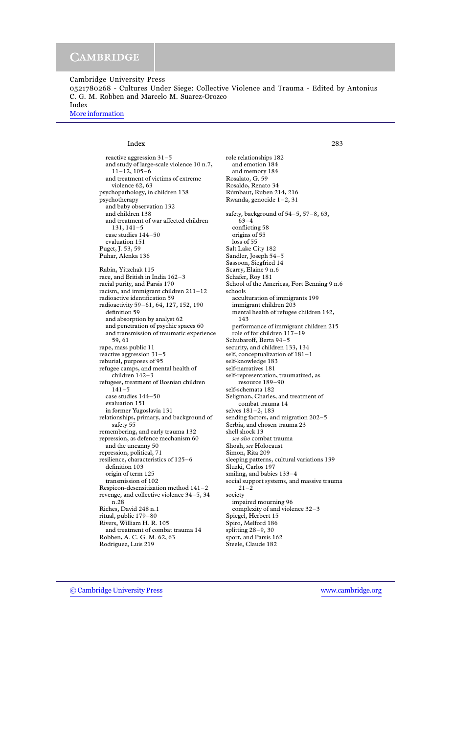Cambridge University Press
0521780268 - Cultures Under Siege: Collective Violence and Trauma - Edited by Antonius C. G. M. Robben and Marcelo M. Suarez-Orozco
Index
More information

reactive aggression 31–5
  and study of large-scale violence 10 n.7, 11–12, 105–6
  and treatment of victims of extreme violence 62, 63
psychopathology, in children 138
psychotherapy
  and baby observation 132
  and children 138
  and treatment of war affected children 131, 141–5
  case studies 144–50
  evaluation 151
Puget, J. 53, 59
Puhar, Alenka 136

Rabin, Yitzchak 115
race, and British in India 162–3
racial purity, and Parsis 170
racism, and immigrant children 211–12
radioactive identification 59
radioactivity 59–61, 64, 127, 152, 190
  definition 59
  and absorption by analyst 62
  and penetration of psychic spaces 60
  and transmission of traumatic experience 59, 61
rape, mass public 11
reactive aggression 31–5
reburial, purposes of 95
refugee camps, and mental health of children 142–3
refugees, treatment of Bosnian children 141–5
  case studies 144–50
  evaluation 151
  in former Yugoslavia 131
relationships, primary, and background of safety 55
remembering, and early trauma 132
repression, as defence mechanism 60
  and the uncanny 50
repression, political, 71
resilience, characteristics of 125–6
  definition 103
  origin of term 125
  transmission of 102
Respicon-desensitization method 141–2
revenge, and collective violence 34–5, 34 n.28
Riches, David 248 n.1
ritual, public 179–80
Rivers, William H. R. 105
  and treatment of combat trauma 14
Robben, A. C. G. M. 62, 63
Rodriguez, Luis 219
role relationships 182
  and emotion 184
  and memory 184
Rosalato, G. 59
Rosaldo, Renato 34
Rúmbaut, Ruben 214, 216
Rwanda, genocide 1–2, 31

safety, background of 54–5, 57–8, 63, 63–4
  conflicting 58
  origins of 55
  loss of 55
Salt Lake City 182
Sandler, Joseph 54–5
Sassoon, Siegfried 14
Scarry, Elaine 9 n.6
Schafer, Roy 181
School of the Americas, Fort Benning 9 n.6
schools
  acculturation of immigrants 199
  immigrant children 203
  mental health of refugee children 142, 143
  performance of immigrant children 215
  role of for children 117–19
Schubaroff, Berta 94–5
security, and children 133, 134
self, conceptualization of 181–1
self-knowledge 183
self-narratives 181
self-representation, traumatized, as resource 189–90
self-schemata 182
Seligman, Charles, and treatment of combat trauma 14
selves 181–2, 183
sending factors, and migration 202–5
Serbia, and chosen trauma 23
shell shock 13
  *see also* combat trauma
Shoah, *see* Holocaust
Simon, Rita 209
sleeping patterns, cultural variations 139
Sluzki, Carlos 197
smiling, and babies 133–4
social support systems, and massive trauma 21–2
society
  impaired mourning 96
  complexity of and violence 32–3
Spiegel, Herbert 15
Spiro, Melford 186
splitting 28–9, 30
sport, and Parsis 162
Steele, Claude 182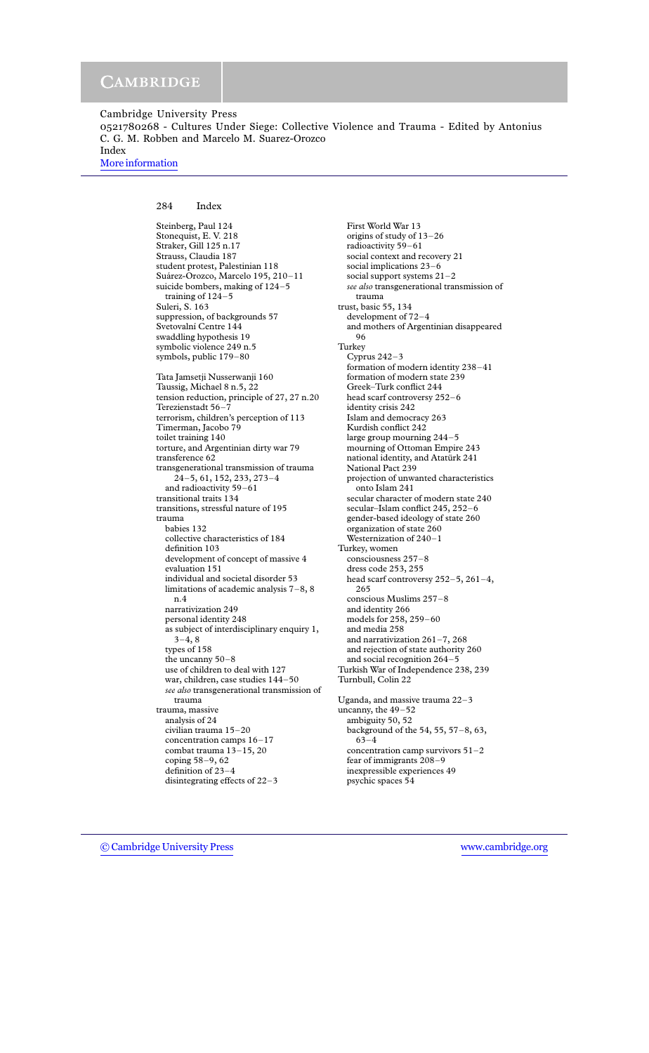Cambridge University Press
0521780268 - Cultures Under Siege: Collective Violence and Trauma - Edited by Antonius C. G. M. Robben and Marcelo M. Suarez-Orozco
Index
More information

Steinberg, Paul 124
Stonequist, E. V. 218
Straker, Gill 125 n.17
Strauss, Claudia 187
student protest, Palestinian 118
Suárez-Orozco, Marcelo 195, 210–11
suicide bombers, making of 124–5
  training of 124–5
Suleri, S. 163
suppression, of backgrounds 57
Svetovalni Centre 144
swaddling hypothesis 19
symbolic violence 249 n.5
symbols, public 179–80

Tata Jamsetji Nusserwanji 160
Taussig, Michael 8 n.5, 22
tension reduction, principle of 27, 27 n.20
Terezienstadt 56–7
terrorism, children's perception of 113
Timerman, Jacobo 79
toilet training 140
torture, and Argentinian dirty war 79
transference 62
transgenerational transmission of trauma 24–5, 61, 152, 233, 273–4
  and radioactivity 59–61
transitional traits 134
transitions, stressful nature of 195
trauma
  babies 132
  collective characteristics of 184
  definition 103
  development of concept of massive 4
  evaluation 151
  individual and societal disorder 53
  limitations of academic analysis 7–8, 8 n.4
  narrativization 249
  personal identity 248
  as subject of interdisciplinary enquiry 1, 3–4, 8
  types of 158
  the uncanny 50–8
  use of children to deal with 127
  war, children, case studies 144–50
  *see also* transgenerational transmission of trauma
trauma, massive
  analysis of 24
  civilian trauma 15–20
  concentration camps 16–17
  combat trauma 13–15, 20
  coping 58–9, 62
  definition of 23–4
  disintegrating effects of 22–3
  First World War 13
  origins of study of 13–26
  radioactivity 59–61
  social context and recovery 21
  social implications 23–6
  social support systems 21–2
  *see also* transgenerational transmission of trauma
trust, basic 55, 134
  development of 72–4
  and mothers of Argentinian disappeared 96
Turkey
  Cyprus 242–3
  formation of modern identity 238–41
  formation of modern state 239
  Greek–Turk conflict 244
  head scarf controversy 252–6
  identity crisis 242
  Islam and democracy 263
  Kurdish conflict 242
  large group mourning 244–5
  mourning of Ottoman Empire 243
  national identity, and Atatürk 241
  National Pact 239
  projection of unwanted characteristics onto Islam 241
  secular character of modern state 240
  secular–Islam conflict 245, 252–6
  gender-based ideology of state 260
  organization of state 260
  Westernization of 240–1
Turkey, women
  consciousness 257–8
  dress code 253, 255
  head scarf controversy 252–5, 261–4, 265
  conscious Muslims 257–8
  and identity 266
  models for 258, 259–60
  and media 258
  and narrativization 261–7, 268
  and rejection of state authority 260
  and social recognition 264–5
Turkish War of Independence 238, 239
Turnbull, Colin 22

Uganda, and massive trauma 22–3
uncanny, the 49–52
  ambiguity 50, 52
  background of the 54, 55, 57–8, 63, 63–4
  concentration camp survivors 51–2
  fear of immigrants 208–9
  inexpressible experiences 49
  psychic spaces 54

© Cambridge University Press www.cambridge.org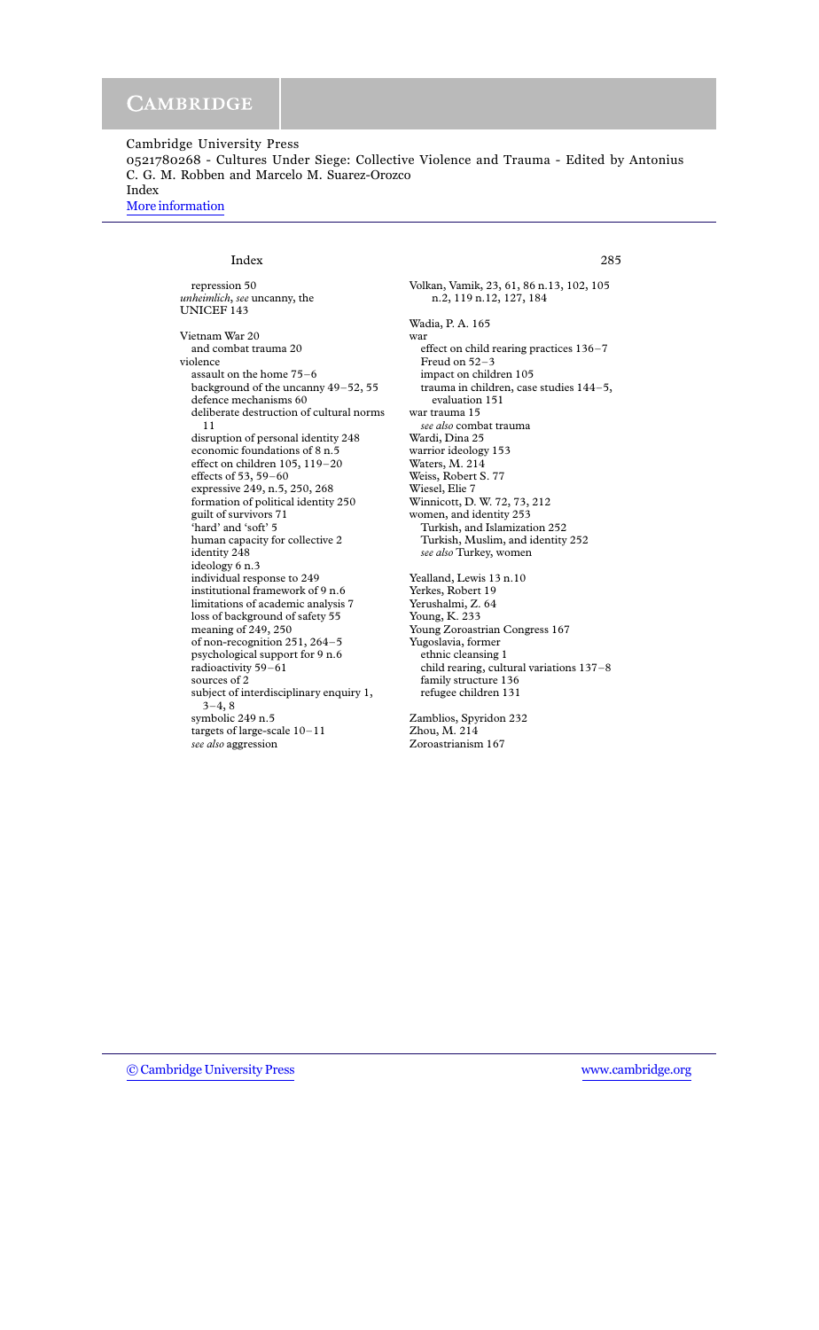repression 50
*unheimlich*, *see* uncanny, the
UNICEF 143

Vietnam War 20
  and combat trauma 20
violence
  assault on the home 75–6
  background of the uncanny 49–52, 55
  defence mechanisms 60
  deliberate destruction of cultural norms 11
  disruption of personal identity 248
  economic foundations of 8 n.5
  effect on children 105, 119–20
  effects of 53, 59–60
  expressive 249, n.5, 250, 268
  formation of political identity 250
  guilt of survivors 71
  'hard' and 'soft' 5
  human capacity for collective 2
  identity 248
  ideology 6 n.3
  individual response to 249
  institutional framework of 9 n.6
  limitations of academic analysis 7
  loss of background of safety 55
  meaning of 249, 250
  of non-recognition 251, 264–5
  psychological support for 9 n.6
  radioactivity 59–61
  sources of 2
  subject of interdisciplinary enquiry 1, 3–4, 8
  symbolic 249 n.5
  targets of large-scale 10–11
  *see also* aggression

Volkan, Vamik, 23, 61, 86 n.13, 102, 105 n.2, 119 n.12, 127, 184

Wadia, P. A. 165
war
  effect on child rearing practices 136–7
  Freud on 52–3
  impact on children 105
  trauma in children, case studies 144–5, evaluation 151
war trauma 15
  *see also* combat trauma
Wardi, Dina 25
warrior ideology 153
Waters, M. 214
Weiss, Robert S. 77
Wiesel, Elie 7
Winnicott, D. W. 72, 73, 212
women, and identity 253
  Turkish, and Islamization 252
  Turkish, Muslim, and identity 252
  *see also* Turkey, women

Yealland, Lewis 13 n.10
Yerkes, Robert 19
Yerushalmi, Z. 64
Young, K. 233
Young Zoroastrian Congress 167
Yugoslavia, former
  ethnic cleansing 1
  child rearing, cultural variations 137–8
  family structure 136
  refugee children 131

Zamblios, Spyridon 232
Zhou, M. 214
Zoroastrianism 167